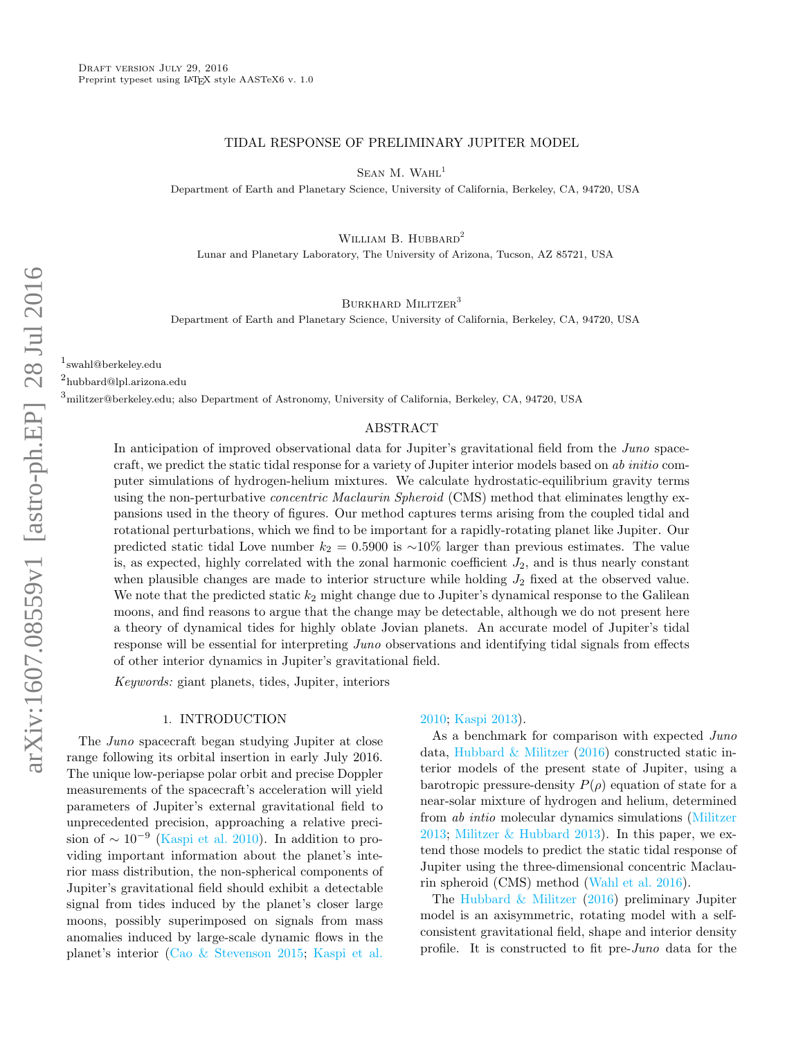Draft version July 29, 2016
Preprint typeset using LaTeX style AASTeX6 v. 1.0

# TIDAL RESPONSE OF PRELIMINARY JUPITER MODEL

Sean M. Wahl[1]

Department of Earth and Planetary Science, University of California, Berkeley, CA, 94720, USA

William B. Hubbard[2]

Lunar and Planetary Laboratory, The University of Arizona, Tucson, AZ 85721, USA

Burkhard Militzer[3]

Department of Earth and Planetary Science, University of California, Berkeley, CA, 94720, USA

[1]swahl@berkeley.edu

[2]hubbard@lpl.arizona.edu

[3]militzer@berkeley.edu; also Department of Astronomy, University of California, Berkeley, CA, 94720, USA

## ABSTRACT

In anticipation of improved observational data for Jupiter's gravitational field from the *Juno* spacecraft, we predict the static tidal response for a variety of Jupiter interior models based on *ab initio* computer simulations of hydrogen-helium mixtures. We calculate hydrostatic-equilibrium gravity terms using the non-perturbative *concentric Maclaurin Spheroid* (CMS) method that eliminates lengthy expansions used in the theory of figures. Our method captures terms arising from the coupled tidal and rotational perturbations, which we find to be important for a rapidly-rotating planet like Jupiter. Our predicted static tidal Love number $k_2 = 0.5900$ is ∼10% larger than previous estimates. The value is, as expected, highly correlated with the zonal harmonic coefficient $J_2$, and is thus nearly constant when plausible changes are made to interior structure while holding $J_2$ fixed at the observed value. We note that the predicted static $k_2$ might change due to Jupiter's dynamical response to the Galilean moons, and find reasons to argue that the change may be detectable, although we do not present here a theory of dynamical tides for highly oblate Jovian planets. An accurate model of Jupiter's tidal response will be essential for interpreting *Juno* observations and identifying tidal signals from effects of other interior dynamics in Jupiter's gravitational field.

*Keywords:* giant planets, tides, Jupiter, interiors

## 1. INTRODUCTION

The *Juno* spacecraft began studying Jupiter at close range following its orbital insertion in early July 2016. The unique low-periapse polar orbit and precise Doppler measurements of the spacecraft's acceleration will yield parameters of Jupiter's external gravitational field to unprecedented precision, approaching a relative precision of $\sim 10^{-9}$ (Kaspi et al. 2010). In addition to providing important information about the planet's interior mass distribution, the non-spherical components of Jupiter's gravitational field should exhibit a detectable signal from tides induced by the planet's closer large moons, possibly superimposed on signals from mass anomalies induced by large-scale dynamic flows in the planet's interior (Cao & Stevenson 2015; Kaspi et al. 2010; Kaspi 2013).

As a benchmark for comparison with expected *Juno* data, Hubbard & Militzer (2016) constructed static interior models of the present state of Jupiter, using a barotropic pressure-density $P(\rho)$ equation of state for a near-solar mixture of hydrogen and helium, determined from *ab intio* molecular dynamics simulations (Militzer 2013; Militzer & Hubbard 2013). In this paper, we extend those models to predict the static tidal response of Jupiter using the three-dimensional concentric Maclaurin spheroid (CMS) method (Wahl et al. 2016).

The Hubbard & Militzer (2016) preliminary Jupiter model is an axisymmetric, rotating model with a self-consistent gravitational field, shape and interior density profile. It is constructed to fit pre-*Juno* data for the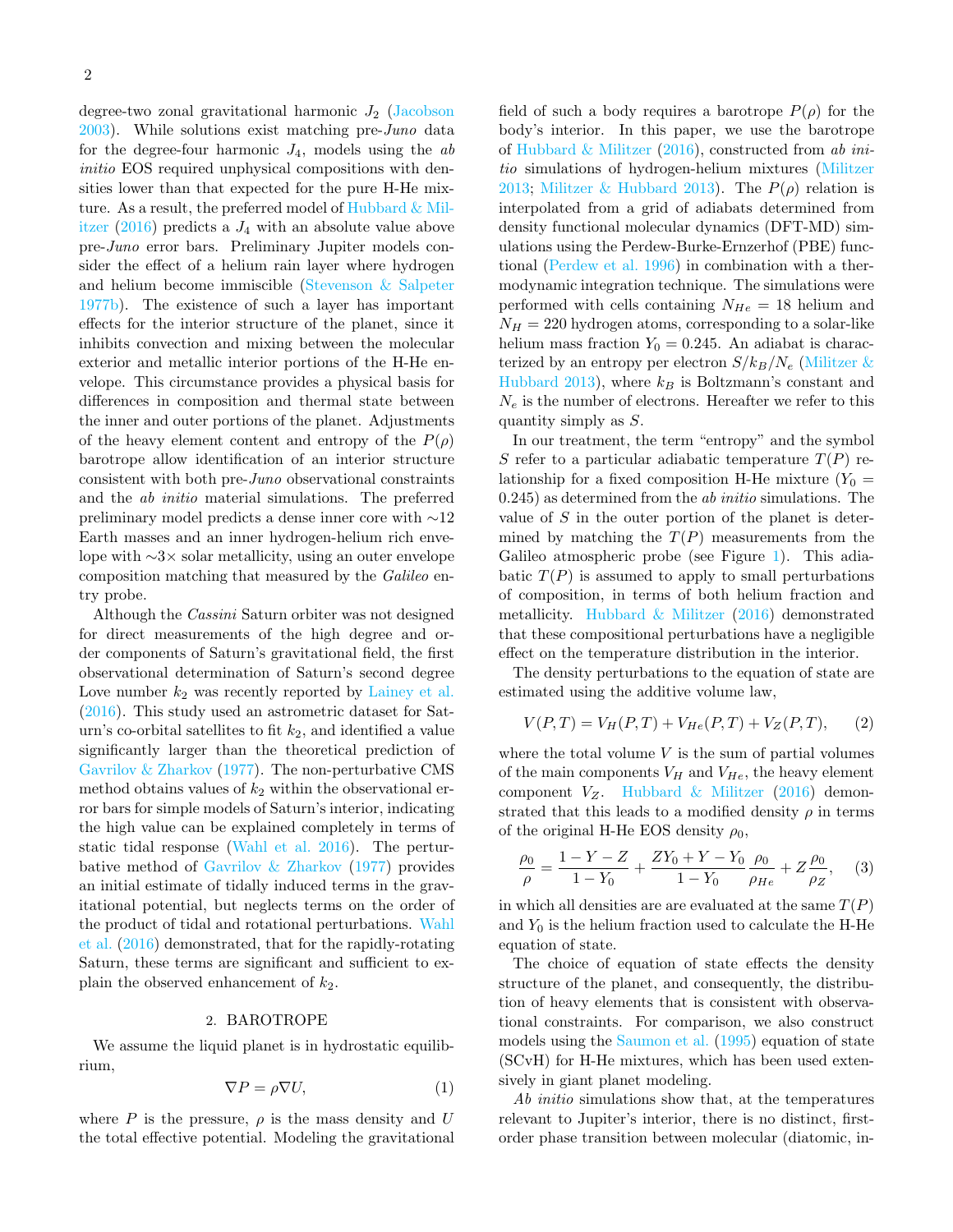degree-two zonal gravitational harmonic $J_2$ (Jacobson 2003). While solutions exist matching pre-*Juno* data for the degree-four harmonic $J_4$, models using the *ab initio* EOS required unphysical compositions with densities lower than that expected for the pure H-He mixture. As a result, the preferred model of Hubbard & Militzer (2016) predicts a $J_4$ with an absolute value above pre-*Juno* error bars. Preliminary Jupiter models consider the effect of a helium rain layer where hydrogen and helium become immiscible (Stevenson & Salpeter 1977b). The existence of such a layer has important effects for the interior structure of the planet, since it inhibits convection and mixing between the molecular exterior and metallic interior portions of the H-He envelope. This circumstance provides a physical basis for differences in composition and thermal state between the inner and outer portions of the planet. Adjustments of the heavy element content and entropy of the $P(\rho)$ barotrope allow identification of an interior structure consistent with both pre-*Juno* observational constraints and the *ab initio* material simulations. The preferred preliminary model predicts a dense inner core with ∼12 Earth masses and an inner hydrogen-helium rich envelope with ∼3× solar metallicity, using an outer envelope composition matching that measured by the *Galileo* entry probe.

Although the *Cassini* Saturn orbiter was not designed for direct measurements of the high degree and order components of Saturn's gravitational field, the first observational determination of Saturn's second degree Love number $k_2$ was recently reported by Lainey et al. (2016). This study used an astrometric dataset for Saturn's co-orbital satellites to fit $k_2$, and identified a value significantly larger than the theoretical prediction of Gavrilov & Zharkov (1977). The non-perturbative CMS method obtains values of $k_2$ within the observational error bars for simple models of Saturn's interior, indicating the high value can be explained completely in terms of static tidal response (Wahl et al. 2016). The perturbative method of Gavrilov & Zharkov (1977) provides an initial estimate of tidally induced terms in the gravitational potential, but neglects terms on the order of the product of tidal and rotational perturbations. Wahl et al. (2016) demonstrated, that for the rapidly-rotating Saturn, these terms are significant and sufficient to explain the observed enhancement of $k_2$.

## 2. BAROTROPE

We assume the liquid planet is in hydrostatic equilibrium,

$$\nabla P = \rho \nabla U, \tag{1}$$

where $P$ is the pressure, $\rho$ is the mass density and $U$ the total effective potential. Modeling the gravitational field of such a body requires a barotrope $P(\rho)$ for the body's interior. In this paper, we use the barotrope of Hubbard & Militzer (2016), constructed from *ab initio* simulations of hydrogen-helium mixtures (Militzer 2013; Militzer & Hubbard 2013). The $P(\rho)$ relation is interpolated from a grid of adiabats determined from density functional molecular dynamics (DFT-MD) simulations using the Perdew-Burke-Ernzerhof (PBE) functional (Perdew et al. 1996) in combination with a thermodynamic integration technique. The simulations were performed with cells containing $N_{He} = 18$ helium and $N_H = 220$ hydrogen atoms, corresponding to a solar-like helium mass fraction $Y_0 = 0.245$. An adiabat is characterized by an entropy per electron $S/k_B/N_e$ (Militzer & Hubbard 2013), where $k_B$ is Boltzmann's constant and $N_e$ is the number of electrons. Hereafter we refer to this quantity simply as $S$.

In our treatment, the term "entropy" and the symbol $S$ refer to a particular adiabatic temperature $T(P)$ relationship for a fixed composition H-He mixture ($Y_0 = 0.245$) as determined from the *ab initio* simulations. The value of $S$ in the outer portion of the planet is determined by matching the $T(P)$ measurements from the Galileo atmospheric probe (see Figure 1). This adiabatic $T(P)$ is assumed to apply to small perturbations of composition, in terms of both helium fraction and metallicity. Hubbard & Militzer (2016) demonstrated that these compositional perturbations have a negligible effect on the temperature distribution in the interior.

The density perturbations to the equation of state are estimated using the additive volume law,

$$V(P,T) = V_H(P,T) + V_{He}(P,T) + V_Z(P,T), \tag{2}$$

where the total volume $V$ is the sum of partial volumes of the main components $V_H$ and $V_{He}$, the heavy element component $V_Z$. Hubbard & Militzer (2016) demonstrated that this leads to a modified density $\rho$ in terms of the original H-He EOS density $\rho_0$,

$$\frac{\rho_0}{\rho} = \frac{1 - Y - Z}{1 - Y_0} + \frac{ZY_0 + Y - Y_0}{1 - Y_0}\frac{\rho_0}{\rho_{He}} + Z\frac{\rho_0}{\rho_Z}, \tag{3}$$

in which all densities are are evaluated at the same $T(P)$ and $Y_0$ is the helium fraction used to calculate the H-He equation of state.

The choice of equation of state effects the density structure of the planet, and consequently, the distribution of heavy elements that is consistent with observational constraints. For comparison, we also construct models using the Saumon et al. (1995) equation of state (SCvH) for H-He mixtures, which has been used extensively in giant planet modeling.

*Ab initio* simulations show that, at the temperatures relevant to Jupiter's interior, there is no distinct, first-order phase transition between molecular (diatomic, in-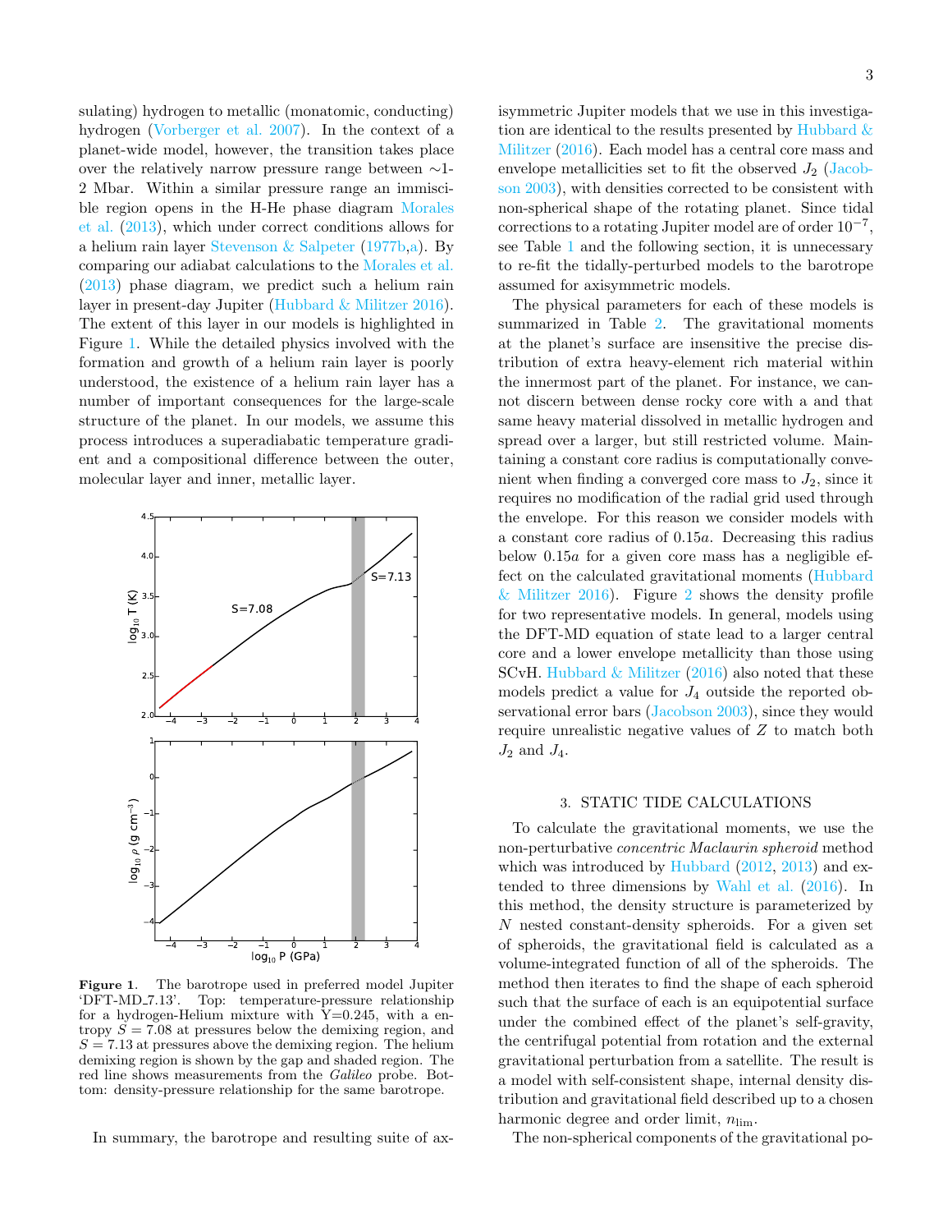sulating) hydrogen to metallic (monatomic, conducting) hydrogen (Vorberger et al. 2007). In the context of a planet-wide model, however, the transition takes place over the relatively narrow pressure range between ∼1-2 Mbar. Within a similar pressure range an immiscible region opens in the H-He phase diagram Morales et al. (2013), which under correct conditions allows for a helium rain layer Stevenson & Salpeter (1977b,a). By comparing our adiabat calculations to the Morales et al. (2013) phase diagram, we predict such a helium rain layer in present-day Jupiter (Hubbard & Militzer 2016). The extent of this layer in our models is highlighted in Figure 1. While the detailed physics involved with the formation and growth of a helium rain layer is poorly understood, the existence of a helium rain layer has a number of important consequences for the large-scale structure of the planet. In our models, we assume this process introduces a superadiabatic temperature gradient and a compositional difference between the outer, molecular layer and inner, metallic layer.

**Figure 1.** The barotrope used in preferred model Jupiter 'DFT-MD_7.13'. Top: temperature-pressure relationship for a hydrogen-Helium mixture with Y=0.245, with a entropy $S = 7.08$ at pressures below the demixing region, and $S = 7.13$ at pressures above the demixing region. The helium demixing region is shown by the gap and shaded region. The red line shows measurements from the *Galileo* probe. Bottom: density-pressure relationship for the same barotrope.

In summary, the barotrope and resulting suite of axisymmetric Jupiter models that we use in this investigation are identical to the results presented by Hubbard & Militzer (2016). Each model has a central core mass and envelope metallicities set to fit the observed $J_2$ (Jacobson 2003), with densities corrected to be consistent with non-spherical shape of the rotating planet. Since tidal corrections to a rotating Jupiter model are of order $10^{-7}$, see Table 1 and the following section, it is unnecessary to re-fit the tidally-perturbed models to the barotrope assumed for axisymmetric models.

The physical parameters for each of these models is summarized in Table 2. The gravitational moments at the planet's surface are insensitive the precise distribution of extra heavy-element rich material within the innermost part of the planet. For instance, we cannot discern between dense rocky core with a and that same heavy material dissolved in metallic hydrogen and spread over a larger, but still restricted volume. Maintaining a constant core radius is computationally convenient when finding a converged core mass to $J_2$, since it requires no modification of the radial grid used through the envelope. For this reason we consider models with a constant core radius of $0.15a$. Decreasing this radius below $0.15a$ for a given core mass has a negligible effect on the calculated gravitational moments (Hubbard & Militzer 2016). Figure 2 shows the density profile for two representative models. In general, models using the DFT-MD equation of state lead to a larger central core and a lower envelope metallicity than those using SCvH. Hubbard & Militzer (2016) also noted that these models predict a value for $J_4$ outside the reported observational error bars (Jacobson 2003), since they would require unrealistic negative values of $Z$ to match both $J_2$ and $J_4$.

## 3. STATIC TIDE CALCULATIONS

To calculate the gravitational moments, we use the non-perturbative *concentric Maclaurin spheroid* method which was introduced by Hubbard (2012, 2013) and extended to three dimensions by Wahl et al. (2016). In this method, the density structure is parameterized by $N$ nested constant-density spheroids. For a given set of spheroids, the gravitational field is calculated as a volume-integrated function of all of the spheroids. The method then iterates to find the shape of each spheroid such that the surface of each is an equipotential surface under the combined effect of the planet's self-gravity, the centrifugal potential from rotation and the external gravitational perturbation from a satellite. The result is a model with self-consistent shape, internal density distribution and gravitational field described up to a chosen harmonic degree and order limit, $n_{\rm lim}$.

The non-spherical components of the gravitational po-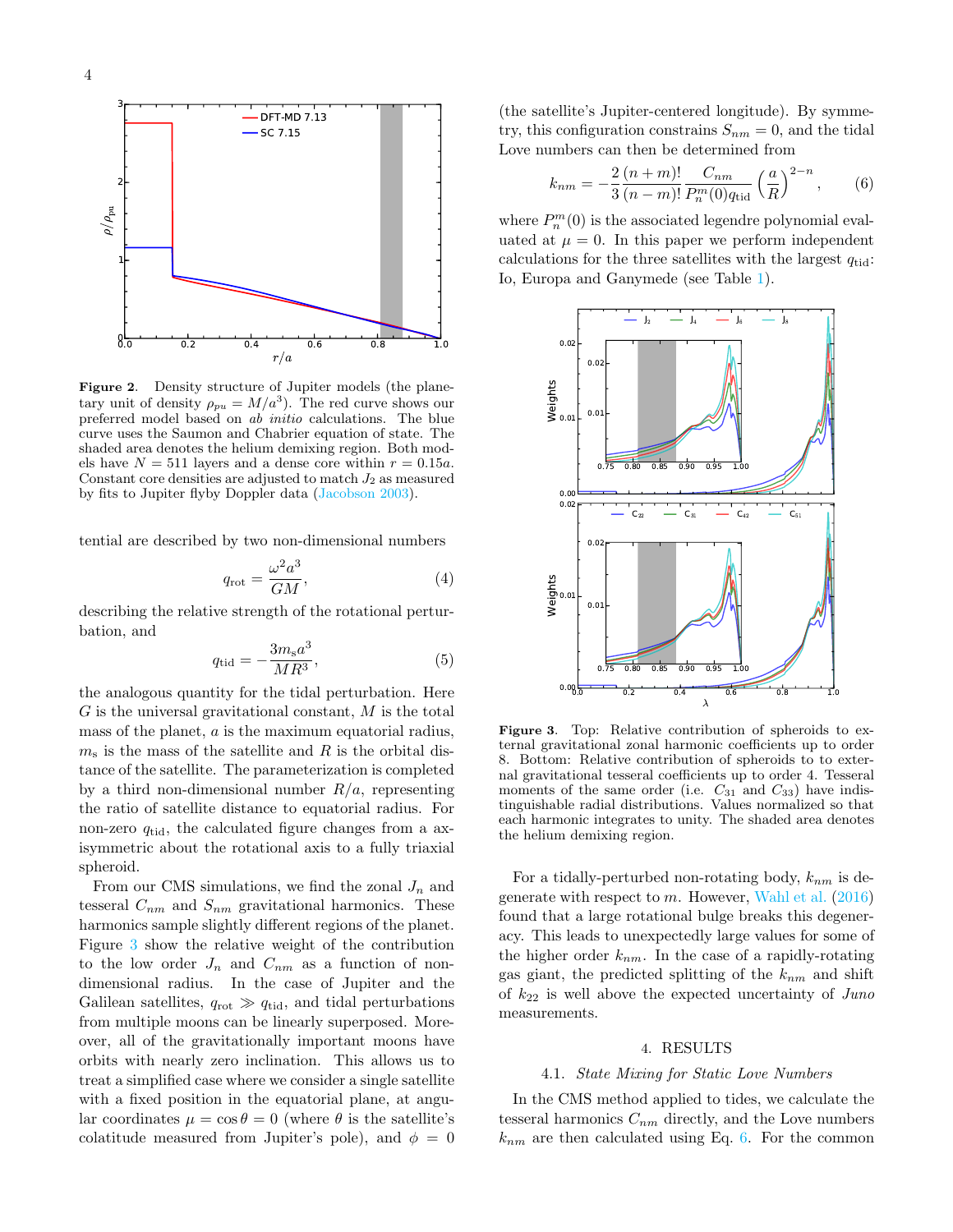**Figure 2.** Density structure of Jupiter models (the planetary unit of density $\rho_{pu} = M/a^3$). The red curve shows our preferred model based on *ab initio* calculations. The blue curve uses the Saumon and Chabrier equation of state. The shaded area denotes the helium demixing region. Both models have $N = 511$ layers and a dense core within $r = 0.15a$. Constant core densities are adjusted to match $J_2$ as measured by fits to Jupiter flyby Doppler data (Jacobson 2003).

tential are described by two non-dimensional numbers

$$q_{\rm rot} = \frac{\omega^2 a^3}{GM}, \tag{4}$$

describing the relative strength of the rotational perturbation, and

$$q_{\rm tid} = -\frac{3 m_{\rm s} a^3}{M R^3}, \tag{5}$$

the analogous quantity for the tidal perturbation. Here $G$ is the universal gravitational constant, $M$ is the total mass of the planet, $a$ is the maximum equatorial radius, $m_{\rm s}$ is the mass of the satellite and $R$ is the orbital distance of the satellite. The parameterization is completed by a third non-dimensional number $R/a$, representing the ratio of satellite distance to equatorial radius. For non-zero $q_{\rm tid}$, the calculated figure changes from a axisymmetric about the rotational axis to a fully triaxial spheroid.

From our CMS simulations, we find the zonal $J_n$ and tesseral $C_{nm}$ and $S_{nm}$ gravitational harmonics. These harmonics sample slightly different regions of the planet. Figure 3 show the relative weight of the contribution to the low order $J_n$ and $C_{nm}$ as a function of non-dimensional radius. In the case of Jupiter and the Galilean satellites, $q_{\rm rot} \gg q_{\rm tid}$, and tidal perturbations from multiple moons can be linearly superposed. Moreover, all of the gravitationally important moons have orbits with nearly zero inclination. This allows us to treat a simplified case where we consider a single satellite with a fixed position in the equatorial plane, at angular coordinates $\mu = \cos\theta = 0$ (where $\theta$ is the satellite's colatitude measured from Jupiter's pole), and $\phi = 0$ (the satellite's Jupiter-centered longitude). By symmetry, this configuration constrains $S_{nm} = 0$, and the tidal Love numbers can then be determined from

$$k_{nm} = -\frac{2}{3}\frac{(n+m)!}{(n-m)!}\frac{C_{nm}}{P_n^m(0) q_{\rm tid}}\left(\frac{a}{R}\right)^{2-n}, \tag{6}$$

where $P_n^m(0)$ is the associated legendre polynomial evaluated at $\mu = 0$. In this paper we perform independent calculations for the three satellites with the largest $q_{\rm tid}$: Io, Europa and Ganymede (see Table 1).

**Figure 3.** Top: Relative contribution of spheroids to external gravitational zonal harmonic coefficients up to order 8. Bottom: Relative contribution of spheroids to to external gravitational tesseral coefficients up to order 4. Tesseral moments of the same order (i.e. $C_{31}$ and $C_{33}$) have indistinguishable radial distributions. Values normalized so that each harmonic integrates to unity. The shaded area denotes the helium demixing region.

For a tidally-perturbed non-rotating body, $k_{nm}$ is degenerate with respect to $m$. However, Wahl et al. (2016) found that a large rotational bulge breaks this degeneracy. This leads to unexpectedly large values for some of the higher order $k_{nm}$. In the case of a rapidly-rotating gas giant, the predicted splitting of the $k_{nm}$ and shift of $k_{22}$ is well above the expected uncertainty of *Juno* measurements.

## 4. RESULTS

### 4.1. *State Mixing for Static Love Numbers*

In the CMS method applied to tides, we calculate the tesseral harmonics $C_{nm}$ directly, and the Love numbers $k_{nm}$ are then calculated using Eq. 6. For the common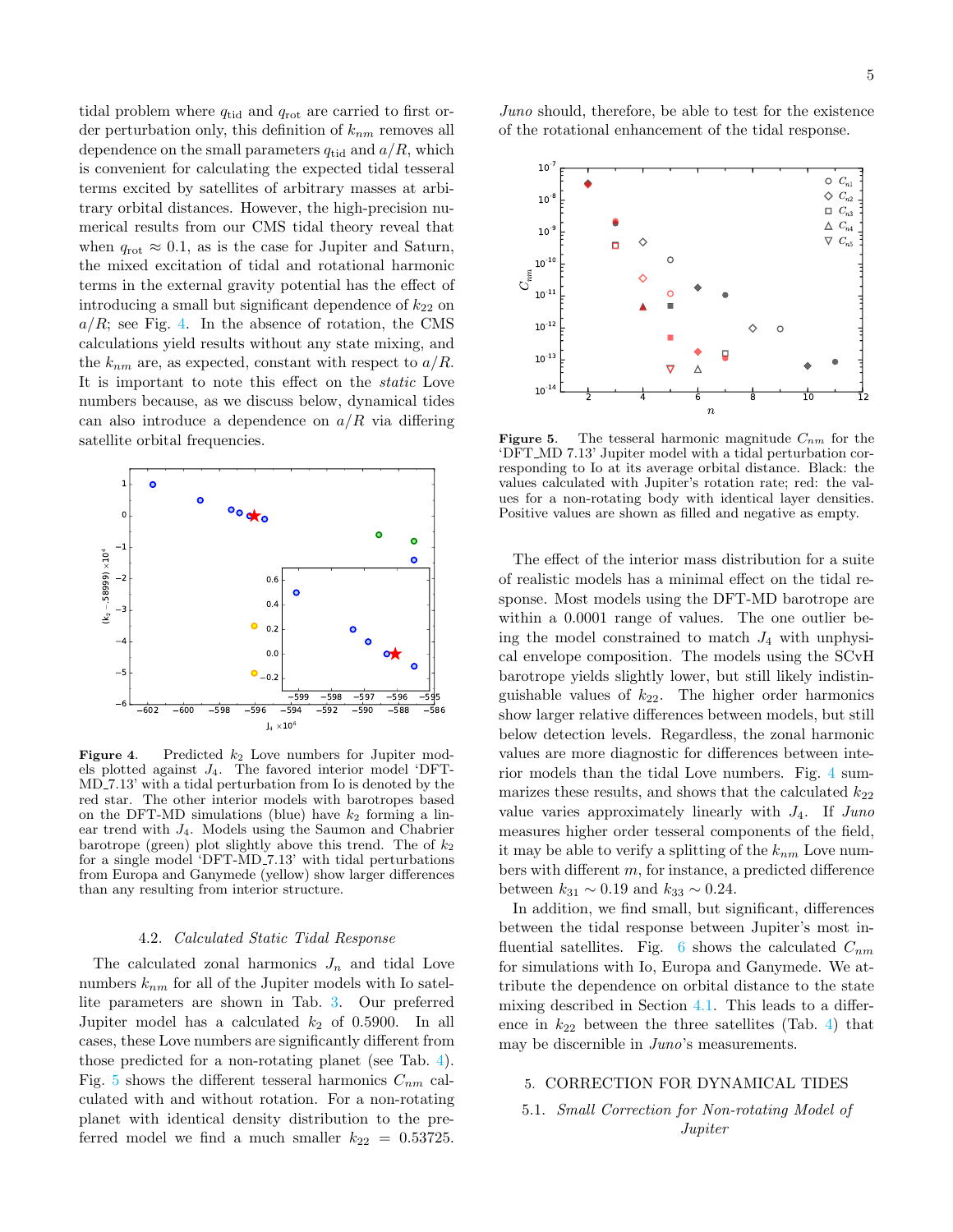tidal problem where $q_{\rm tid}$ and $q_{\rm rot}$ are carried to first order perturbation only, this definition of $k_{nm}$ removes all dependence on the small parameters $q_{\rm tid}$ and $a/R$, which is convenient for calculating the expected tidal tesseral terms excited by satellites of arbitrary masses at arbitrary orbital distances. However, the high-precision numerical results from our CMS tidal theory reveal that when $q_{\rm rot} \approx 0.1$, as is the case for Jupiter and Saturn, the mixed excitation of tidal and rotational harmonic terms in the external gravity potential has the effect of introducing a small but significant dependence of $k_{22}$ on $a/R$; see Fig. 4. In the absence of rotation, the CMS calculations yield results without any state mixing, and the $k_{nm}$ are, as expected, constant with respect to $a/R$. It is important to note this effect on the *static* Love numbers because, as we discuss below, dynamical tides can also introduce a dependence on $a/R$ via differing satellite orbital frequencies.

**Figure 4.** Predicted $k_2$ Love numbers for Jupiter models plotted against $J_4$. The favored interior model 'DFT-MD_7.13' with a tidal perturbation from Io is denoted by the red star. The other interior models with barotropes based on the DFT-MD simulations (blue) have $k_2$ forming a linear trend with $J_4$. Models using the Saumon and Chabrier barotrope (green) plot slightly above this trend. The of $k_2$ for a single model 'DFT-MD_7.13' with tidal perturbations from Europa and Ganymede (yellow) show larger differences than any resulting from interior structure.

### 4.2. *Calculated Static Tidal Response*

The calculated zonal harmonics $J_n$ and tidal Love numbers $k_{nm}$ for all of the Jupiter models with Io satellite parameters are shown in Tab. 3. Our preferred Jupiter model has a calculated $k_2$ of 0.5900. In all cases, these Love numbers are significantly different from those predicted for a non-rotating planet (see Tab. 4). Fig. 5 shows the different tesseral harmonics $C_{nm}$ calculated with and without rotation. For a non-rotating planet with identical density distribution to the preferred model we find a much smaller $k_{22} = 0.53725$. *Juno* should, therefore, be able to test for the existence of the rotational enhancement of the tidal response.

**Figure 5.** The tesseral harmonic magnitude $C_{nm}$ for the 'DFT_MD 7.13' Jupiter model with a tidal perturbation corresponding to Io at its average orbital distance. Black: the values calculated with Jupiter's rotation rate; red: the values for a non-rotating body with identical layer densities. Positive values are shown as filled and negative as empty.

The effect of the interior mass distribution for a suite of realistic models has a minimal effect on the tidal response. Most models using the DFT-MD barotrope are within a 0.0001 range of values. The one outlier being the model constrained to match $J_4$ with unphysical envelope composition. The models using the SCvH barotrope yields slightly lower, but still likely indistinguishable values of $k_{22}$. The higher order harmonics show larger relative differences between models, but still below detection levels. Regardless, the zonal harmonic values are more diagnostic for differences between interior models than the tidal Love numbers. Fig. 4 summarizes these results, and shows that the calculated $k_{22}$ value varies approximately linearly with $J_4$. If *Juno* measures higher order tesseral components of the field, it may be able to verify a splitting of the $k_{nm}$ Love numbers with different $m$, for instance, a predicted difference between $k_{31} \sim 0.19$ and $k_{33} \sim 0.24$.

In addition, we find small, but significant, differences between the tidal response between Jupiter's most influential satellites. Fig. 6 shows the calculated $C_{nm}$ for simulations with Io, Europa and Ganymede. We attribute the dependence on orbital distance to the state mixing described in Section 4.1. This leads to a difference in $k_{22}$ between the three satellites (Tab. 4) that may be discernible in *Juno*'s measurements.

## 5. CORRECTION FOR DYNAMICAL TIDES

### 5.1. *Small Correction for Non-rotating Model of Jupiter*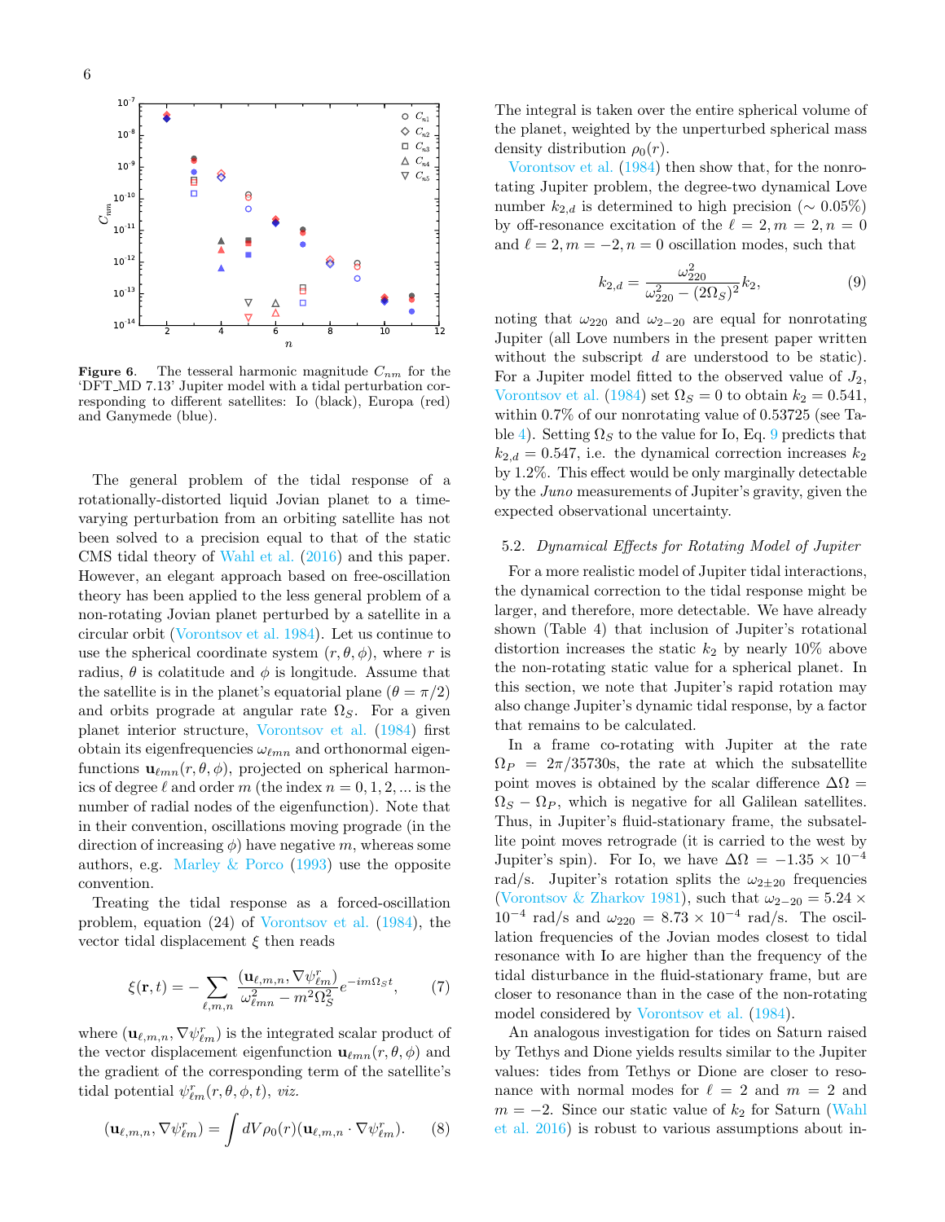**Figure 6.** The tesseral harmonic magnitude $C_{nm}$ for the 'DFT_MD 7.13' Jupiter model with a tidal perturbation corresponding to different satellites: Io (black), Europa (red) and Ganymede (blue).

The general problem of the tidal response of a rotationally-distorted liquid Jovian planet to a time-varying perturbation from an orbiting satellite has not been solved to a precision equal to that of the static CMS tidal theory of Wahl et al. (2016) and this paper. However, an elegant approach based on free-oscillation theory has been applied to the less general problem of a non-rotating Jovian planet perturbed by a satellite in a circular orbit (Vorontsov et al. 1984). Let us continue to use the spherical coordinate system $(r, \theta, \phi)$, where $r$ is radius, $\theta$ is colatitude and $\phi$ is longitude. Assume that the satellite is in the planet's equatorial plane ($\theta = \pi/2$) and orbits prograde at angular rate $\Omega_S$. For a given planet interior structure, Vorontsov et al. (1984) first obtain its eigenfrequencies $\omega_{\ell mn}$ and orthonormal eigenfunctions $\mathbf{u}_{\ell mn}(r, \theta, \phi)$, projected on spherical harmonics of degree $\ell$ and order $m$ (the index $n = 0, 1, 2, ...$ is the number of radial nodes of the eigenfunction). Note that in their convention, oscillations moving prograde (in the direction of increasing $\phi$) have negative $m$, whereas some authors, e.g. Marley & Porco (1993) use the opposite convention.

Treating the tidal response as a forced-oscillation problem, equation (24) of Vorontsov et al. (1984), the vector tidal displacement $\xi$ then reads

$$\xi(\mathbf{r}, t) = -\sum_{\ell,m,n} \frac{(\mathbf{u}_{\ell,m,n}, \nabla\psi^r_{\ell m})}{\omega^2_{\ell mn} - m^2\Omega^2_S} e^{-im\Omega_S t}, \qquad (7)$$

where $(\mathbf{u}_{\ell,m,n}, \nabla\psi^r_{\ell m})$ is the integrated scalar product of the vector displacement eigenfunction $\mathbf{u}_{\ell mn}(r, \theta, \phi)$ and the gradient of the corresponding term of the satellite's tidal potential $\psi^r_{\ell m}(r, \theta, \phi, t)$, *viz.*

$$(\mathbf{u}_{\ell,m,n}, \nabla\psi^r_{\ell m}) = \int dV \rho_0(r)(\mathbf{u}_{\ell,m,n} \cdot \nabla\psi^r_{\ell m}). \qquad (8)$$

The integral is taken over the entire spherical volume of the planet, weighted by the unperturbed spherical mass density distribution $\rho_0(r)$.

Vorontsov et al. (1984) then show that, for the nonrotating Jupiter problem, the degree-two dynamical Love number $k_{2,d}$ is determined to high precision ($\sim 0.05\%$) by off-resonance excitation of the $\ell = 2, m = 2, n = 0$ and $\ell = 2, m = -2, n = 0$ oscillation modes, such that

$$k_{2,d} = \frac{\omega^2_{220}}{\omega^2_{220} - (2\Omega_S)^2} k_2, \qquad (9)$$

noting that $\omega_{220}$ and $\omega_{2-20}$ are equal for nonrotating Jupiter (all Love numbers in the present paper written without the subscript $d$ are understood to be static). For a Jupiter model fitted to the observed value of $J_2$, Vorontsov et al. (1984) set $\Omega_S = 0$ to obtain $k_2 = 0.541$, within 0.7% of our nonrotating value of 0.53725 (see Table 4). Setting $\Omega_S$ to the value for Io, Eq. 9 predicts that $k_{2,d} = 0.547$, i.e. the dynamical correction increases $k_2$ by 1.2%. This effect would be only marginally detectable by the *Juno* measurements of Jupiter's gravity, given the expected observational uncertainty.

### 5.2. *Dynamical Effects for Rotating Model of Jupiter*

For a more realistic model of Jupiter tidal interactions, the dynamical correction to the tidal response might be larger, and therefore, more detectable. We have already shown (Table 4) that inclusion of Jupiter's rotational distortion increases the static $k_2$ by nearly 10% above the non-rotating static value for a spherical planet. In this section, we note that Jupiter's rapid rotation may also change Jupiter's dynamic tidal response, by a factor that remains to be calculated.

In a frame co-rotating with Jupiter at the rate $\Omega_P = 2\pi/35730$s, the rate at which the subsatellite point moves is obtained by the scalar difference $\Delta\Omega = \Omega_S - \Omega_P$, which is negative for all Galilean satellites. Thus, in Jupiter's fluid-stationary frame, the subsatellite point moves retrograde (it is carried to the west by Jupiter's spin). For Io, we have $\Delta\Omega = -1.35 \times 10^{-4}$ rad/s. Jupiter's rotation splits the $\omega_{2\pm20}$ frequencies (Vorontsov & Zharkov 1981), such that $\omega_{2-20} = 5.24 \times 10^{-4}$ rad/s and $\omega_{220} = 8.73 \times 10^{-4}$ rad/s. The oscillation frequencies of the Jovian modes closest to tidal resonance with Io are higher than the frequency of the tidal disturbance in the fluid-stationary frame, but are closer to resonance than in the case of the non-rotating model considered by Vorontsov et al. (1984).

An analogous investigation for tides on Saturn raised by Tethys and Dione yields results similar to the Jupiter values: tides from Tethys or Dione are closer to resonance with normal modes for $\ell = 2$ and $m = 2$ and $m = -2$. Since our static value of $k_2$ for Saturn (Wahl et al. 2016) is robust to various assumptions about in-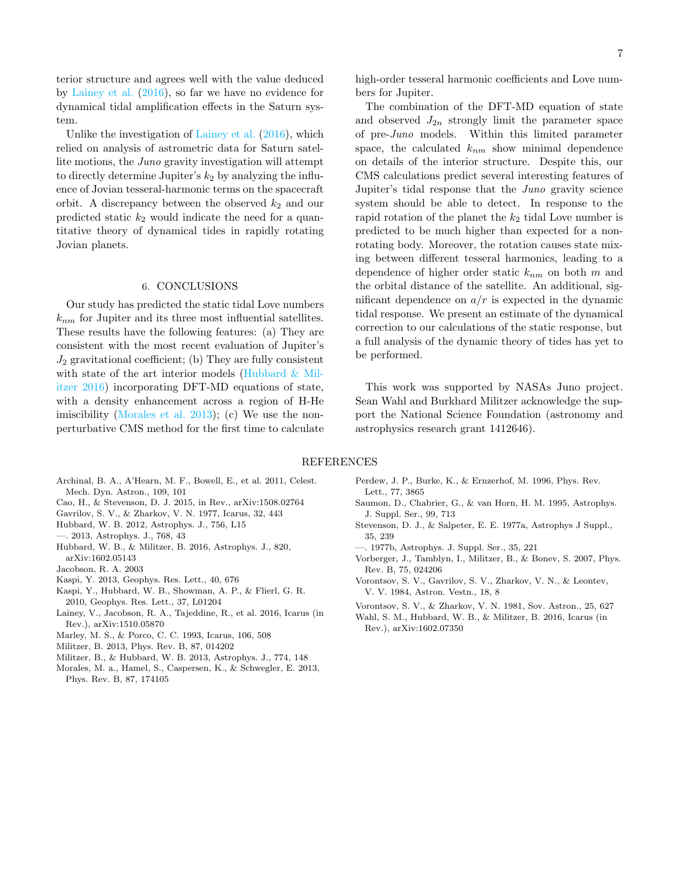terior structure and agrees well with the value deduced by Lainey et al. (2016), so far we have no evidence for dynamical tidal amplification effects in the Saturn system.

Unlike the investigation of Lainey et al. (2016), which relied on analysis of astrometric data for Saturn satellite motions, the *Juno* gravity investigation will attempt to directly determine Jupiter's $k_2$ by analyzing the influence of Jovian tesseral-harmonic terms on the spacecraft orbit. A discrepancy between the observed $k_2$ and our predicted static $k_2$ would indicate the need for a quantitative theory of dynamical tides in rapidly rotating Jovian planets.

## 6. CONCLUSIONS

Our study has predicted the static tidal Love numbers $k_{nm}$ for Jupiter and its three most influential satellites. These results have the following features: (a) They are consistent with the most recent evaluation of Jupiter's $J_2$ gravitational coefficient; (b) They are fully consistent with state of the art interior models (Hubbard & Militzer 2016) incorporating DFT-MD equations of state, with a density enhancement across a region of H-He imiscibility (Morales et al. 2013); (c) We use the non-perturbative CMS method for the first time to calculate high-order tesseral harmonic coefficients and Love numbers for Jupiter.

The combination of the DFT-MD equation of state and observed $J_{2n}$ strongly limit the parameter space of pre-*Juno* models. Within this limited parameter space, the calculated $k_{nm}$ show minimal dependence on details of the interior structure. Despite this, our CMS calculations predict several interesting features of Jupiter's tidal response that the *Juno* gravity science system should be able to detect. In response to the rapid rotation of the planet the $k_2$ tidal Love number is predicted to be much higher than expected for a non-rotating body. Moreover, the rotation causes state mixing between different tesseral harmonics, leading to a dependence of higher order static $k_{nm}$ on both $m$ and the orbital distance of the satellite. An additional, significant dependence on $a/r$ is expected in the dynamic tidal response. We present an estimate of the dynamical correction to our calculations of the static response, but a full analysis of the dynamic theory of tides has yet to be performed.

This work was supported by NASAs Juno project. Sean Wahl and Burkhard Militzer acknowledge the support the National Science Foundation (astronomy and astrophysics research grant 1412646).

## REFERENCES

Archinal, B. A., A'Hearn, M. F., Bowell, E., et al. 2011, Celest. Mech. Dyn. Astron., 109, 101

Cao, H., & Stevenson, D. J. 2015, in Rev., arXiv:1508.02764

Gavrilov, S. V., & Zharkov, V. N. 1977, Icarus, 32, 443

Hubbard, W. B. 2012, Astrophys. J., 756, L15

—. 2013, Astrophys. J., 768, 43

Hubbard, W. B., & Militzer, B. 2016, Astrophys. J., 820, arXiv:1602.05143

Jacobson, R. A. 2003

Kaspi, Y. 2013, Geophys. Res. Lett., 40, 676

Kaspi, Y., Hubbard, W. B., Showman, A. P., & Flierl, G. R. 2010, Geophys. Res. Lett., 37, L01204

Lainey, V., Jacobson, R. A., Tajeddine, R., et al. 2016, Icarus (in Rev.), arXiv:1510.05870

Marley, M. S., & Porco, C. C. 1993, Icarus, 106, 508

Militzer, B. 2013, Phys. Rev. B, 87, 014202

Militzer, B., & Hubbard, W. B. 2013, Astrophys. J., 774, 148

Morales, M. a., Hamel, S., Caspersen, K., & Schwegler, E. 2013, Phys. Rev. B, 87, 174105

Perdew, J. P., Burke, K., & Ernzerhof, M. 1996, Phys. Rev. Lett., 77, 3865

Saumon, D., Chabrier, G., & van Horn, H. M. 1995, Astrophys. J. Suppl. Ser., 99, 713

Stevenson, D. J., & Salpeter, E. E. 1977a, Astrophys J Suppl., 35, 239

—. 1977b, Astrophys. J. Suppl. Ser., 35, 221

Vorberger, J., Tamblyn, I., Militzer, B., & Bonev, S. 2007, Phys. Rev. B, 75, 024206

Vorontsov, S. V., Gavrilov, S. V., Zharkov, V. N., & Leontev, V. V. 1984, Astron. Vestn., 18, 8

Vorontsov, S. V., & Zharkov, V. N. 1981, Sov. Astron., 25, 627

Wahl, S. M., Hubbard, W. B., & Militzer, B. 2016, Icarus (in Rev.), arXiv:1602.07350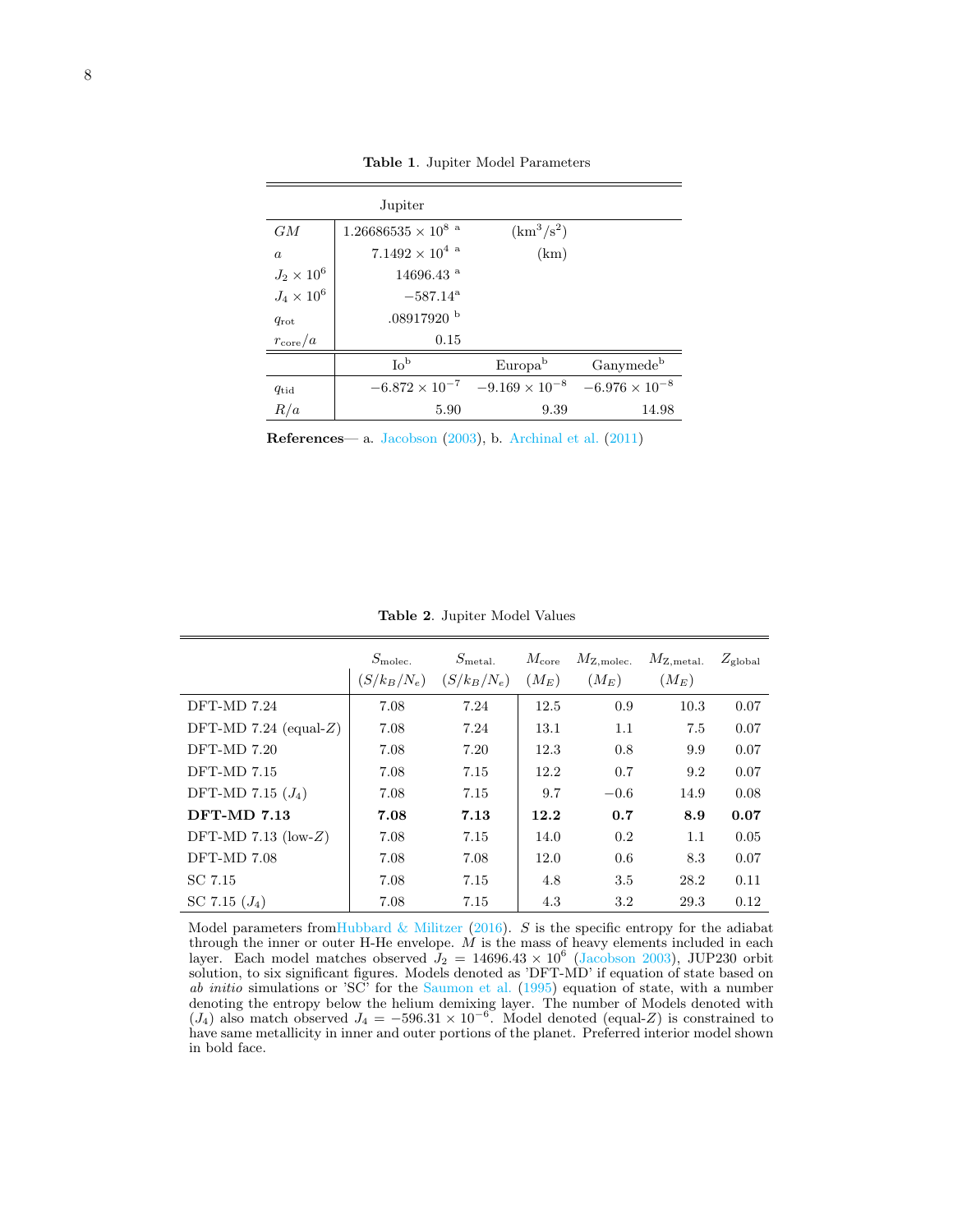**Table 1**. Jupiter Model Parameters

| | Jupiter | | |
|---|---|---|---|
| $GM$ | $1.26686535 \times 10^{8}$ [a] | ($\mathrm{km}^3/\mathrm{s}^2$) | |
| $a$ | $7.1492 \times 10^{4}$ [a] | (km) | |
| $J_2 \times 10^6$ | 14696.43 [a] | | |
| $J_4 \times 10^6$ | $-587.14$[a] | | |
| $q_{\mathrm{rot}}$ | .08917920 [b] | | |
| $r_{\mathrm{core}}/a$ | 0.15 | | |
| | Io[b] | Europa[b] | Ganymede[b] |
| $q_{\mathrm{tid}}$ | $-6.872 \times 10^{-7}$ | $-9.169 \times 10^{-8}$ | $-6.976 \times 10^{-8}$ |
| $R/a$ | 5.90 | 9.39 | 14.98 |

**References**— a. Jacobson (2003), b. Archinal et al. (2011)

**Table 2**. Jupiter Model Values

| | $S_{\mathrm{molec.}}$ ($S/k_B/N_e$) | $S_{\mathrm{metal.}}$ ($S/k_B/N_e$) | $M_{\mathrm{core}}$ ($M_E$) | $M_{\mathrm{Z,molec.}}$ ($M_E$) | $M_{\mathrm{Z,metal.}}$ ($M_E$) | $Z_{\mathrm{global}}$ |
|---|---|---|---|---|---|---|
| DFT-MD 7.24 | 7.08 | 7.24 | 12.5 | 0.9 | 10.3 | 0.07 |
| DFT-MD 7.24 (equal-$Z$) | 7.08 | 7.24 | 13.1 | 1.1 | 7.5 | 0.07 |
| DFT-MD 7.20 | 7.08 | 7.20 | 12.3 | 0.8 | 9.9 | 0.07 |
| DFT-MD 7.15 | 7.08 | 7.15 | 12.2 | 0.7 | 9.2 | 0.07 |
| DFT-MD 7.15 ($J_4$) | 7.08 | 7.15 | 9.7 | $-0.6$ | 14.9 | 0.08 |
| **DFT-MD 7.13** | **7.08** | **7.13** | **12.2** | **0.7** | **8.9** | **0.07** |
| DFT-MD 7.13 (low-$Z$) | 7.08 | 7.15 | 14.0 | 0.2 | 1.1 | 0.05 |
| DFT-MD 7.08 | 7.08 | 7.08 | 12.0 | 0.6 | 8.3 | 0.07 |
| SC 7.15 | 7.08 | 7.15 | 4.8 | 3.5 | 28.2 | 0.11 |
| SC 7.15 ($J_4$) | 7.08 | 7.15 | 4.3 | 3.2 | 29.3 | 0.12 |

Model parameters fromHubbard & Militzer (2016). $S$ is the specific entropy for the adiabat through the inner or outer H-He envelope. $M$ is the mass of heavy elements included in each layer. Each model matches observed $J_2 = 14696.43 \times 10^6$ (Jacobson 2003), JUP230 orbit solution, to six significant figures. Models denoted as 'DFT-MD' if equation of state based on *ab initio* simulations or 'SC' for the Saumon et al. (1995) equation of state, with a number denoting the entropy below the helium demixing layer. The number of Models denoted with ($J_4$) also match observed $J_4 = -596.31 \times 10^{-6}$. Model denoted (equal-$Z$) is constrained to have same metallicity in inner and outer portions of the planet. Preferred interior model shown in bold face.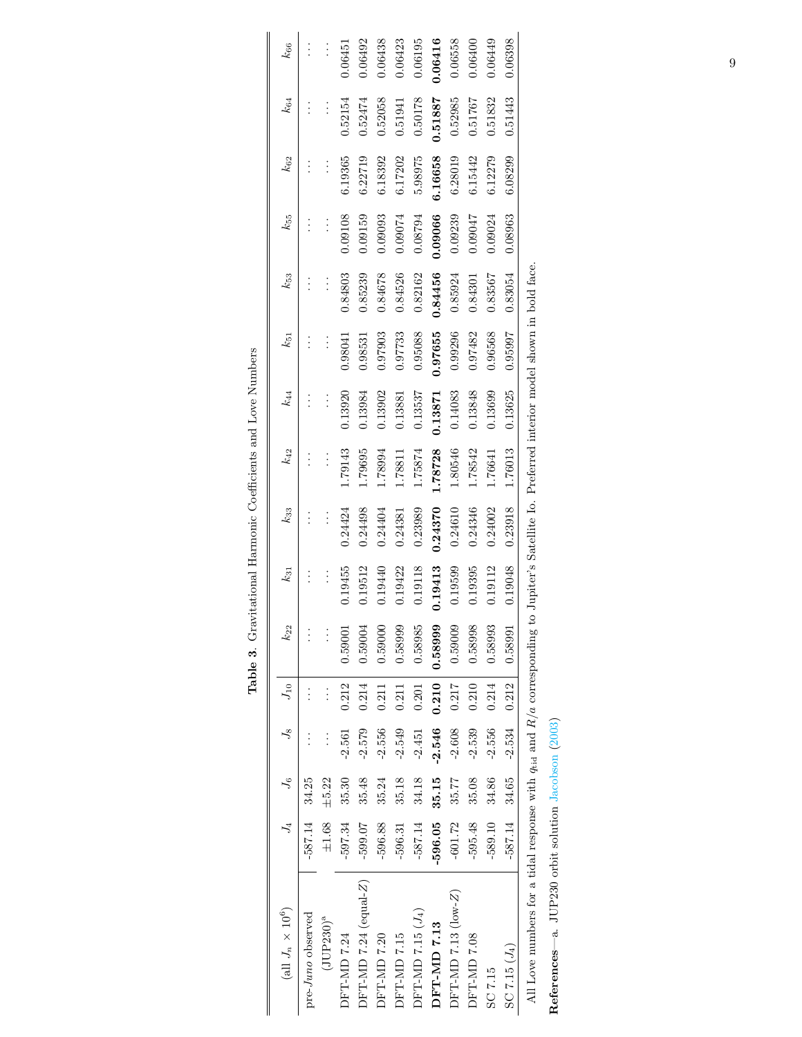**Table 3**. Gravitational Harmonic Coefficients and Love Numbers

| (all $J_n \times 10^6$) | $J_4$ | $J_6$ | $J_8$ | $J_{10}$ | $k_{22}$ | $k_{31}$ | $k_{33}$ | $k_{42}$ | $k_{44}$ | $k_{51}$ | $k_{53}$ | $k_{55}$ | $k_{62}$ | $k_{64}$ | $k_{66}$ |
|---|---|---|---|---|---|---|---|---|---|---|---|---|---|---|---|
| pre-*Juno* observed | -587.14 | 34.25 | ... | ... | ... | ... | ... | ... | ... | ... | ... | ... | ... | ... | ... |
| (JUP230)[a] | ±1.68 | ±5.22 | ... | ... | ... | ... | ... | ... | ... | ... | ... | ... | ... | ... | ... |
| DFT-MD 7.24 | -597.34 | 35.30 | -2.561 | 0.212 | 0.59001 | 0.19455 | 0.24424 | 1.79143 | 0.13920 | 0.98041 | 0.84803 | 0.09108 | 6.19365 | 0.52154 | 0.06451 |
| DFT-MD 7.24 (equal-$Z$) | -599.07 | 35.48 | -2.579 | 0.214 | 0.59004 | 0.19512 | 0.24498 | 1.79695 | 0.13984 | 0.98531 | 0.85239 | 0.09159 | 6.22719 | 0.52474 | 0.06492 |
| DFT-MD 7.20 | -596.88 | 35.24 | -2.556 | 0.211 | 0.59000 | 0.19440 | 0.24404 | 1.78994 | 0.13902 | 0.97903 | 0.84678 | 0.09093 | 6.18392 | 0.52058 | 0.06438 |
| DFT-MD 7.15 | -596.31 | 35.18 | -2.549 | 0.211 | 0.58999 | 0.19422 | 0.24381 | 1.78811 | 0.13881 | 0.97733 | 0.84526 | 0.09074 | 6.17202 | 0.51941 | 0.06423 |
| DFT-MD 7.15 ($J_4$) | -587.14 | 34.18 | -2.451 | 0.201 | 0.58985 | 0.19118 | 0.23989 | 1.75874 | 0.13537 | 0.95088 | 0.82162 | 0.08794 | 5.98975 | 0.50178 | 0.06195 |
| **DFT-MD 7.13** | **-596.05** | **35.15** | **-2.546** | **0.210** | **0.58999** | **0.19413** | **0.24370** | **1.78728** | **0.13871** | **0.97655** | **0.84456** | **0.09066** | **6.16658** | **0.51887** | **0.06416** |
| DFT-MD 7.13 (low-$Z$) | -601.72 | 35.77 | -2.608 | 0.217 | 0.59009 | 0.19599 | 0.24610 | 1.80546 | 0.14083 | 0.99296 | 0.85924 | 0.09239 | 6.28019 | 0.52985 | 0.06558 |
| DFT-MD 7.08 | -595.48 | 35.08 | -2.539 | 0.210 | 0.58998 | 0.19395 | 0.24346 | 1.78542 | 0.13848 | 0.97482 | 0.84301 | 0.09047 | 6.15442 | 0.51767 | 0.06400 |
| SC 7.15 | -589.10 | 34.86 | -2.556 | 0.214 | 0.58993 | 0.19112 | 0.24002 | 1.76641 | 0.13699 | 0.96568 | 0.83567 | 0.09024 | 6.12279 | 0.51832 | 0.06449 |
| SC 7.15 ($J_4$) | -587.14 | 34.65 | -2.534 | 0.212 | 0.58991 | 0.19048 | 0.23918 | 1.76013 | 0.13625 | 0.95997 | 0.83054 | 0.08963 | 6.08299 | 0.51443 | 0.06398 |

All Love numbers for a tidal response with $q_{\rm tid}$ and $R/a$ corresponding to Jupiter's Satellite Io. Preferred interior model shown in bold face.

**References**—a. JUP230 orbit solution Jacobson (2003)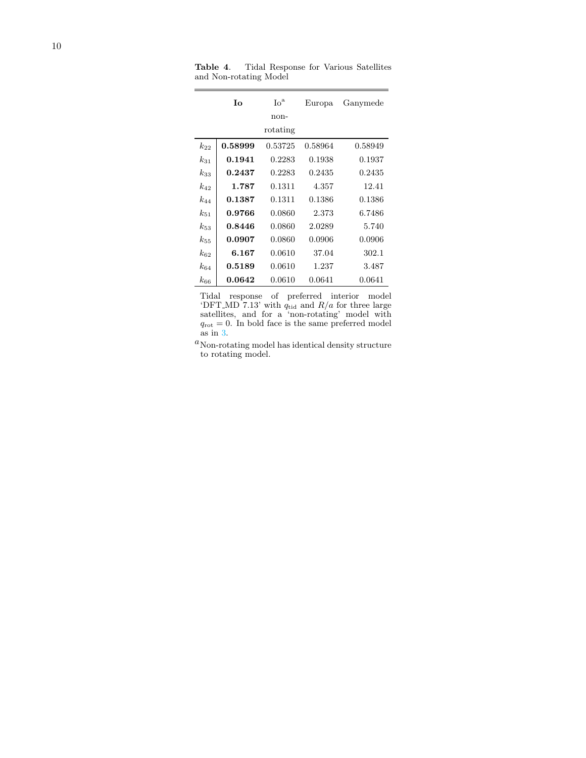**Table 4**. Tidal Response for Various Satellites and Non-rotating Model

| | **Io** | Io[a] non-rotating | Europa | Ganymede |
|---|---|---|---|---|
| $k_{22}$ | **0.58999** | 0.53725 | 0.58964 | 0.58949 |
| $k_{31}$ | **0.1941** | 0.2283 | 0.1938 | 0.1937 |
| $k_{33}$ | **0.2437** | 0.2283 | 0.2435 | 0.2435 |
| $k_{42}$ | **1.787** | 0.1311 | 4.357 | 12.41 |
| $k_{44}$ | **0.1387** | 0.1311 | 0.1386 | 0.1386 |
| $k_{51}$ | **0.9766** | 0.0860 | 2.373 | 6.7486 |
| $k_{53}$ | **0.8446** | 0.0860 | 2.0289 | 5.740 |
| $k_{55}$ | **0.0907** | 0.0860 | 0.0906 | 0.0906 |
| $k_{62}$ | **6.167** | 0.0610 | 37.04 | 302.1 |
| $k_{64}$ | **0.5189** | 0.0610 | 1.237 | 3.487 |
| $k_{66}$ | **0.0642** | 0.0610 | 0.0641 | 0.0641 |

Tidal response of preferred interior model 'DFT_MD 7.13' with $q_{\rm tid}$ and $R/a$ for three large satellites, and for a 'non-rotating' model with $q_{\rm rot} = 0$. In bold face is the same preferred model as in 3.

[a] Non-rotating model has identical density structure to rotating model.